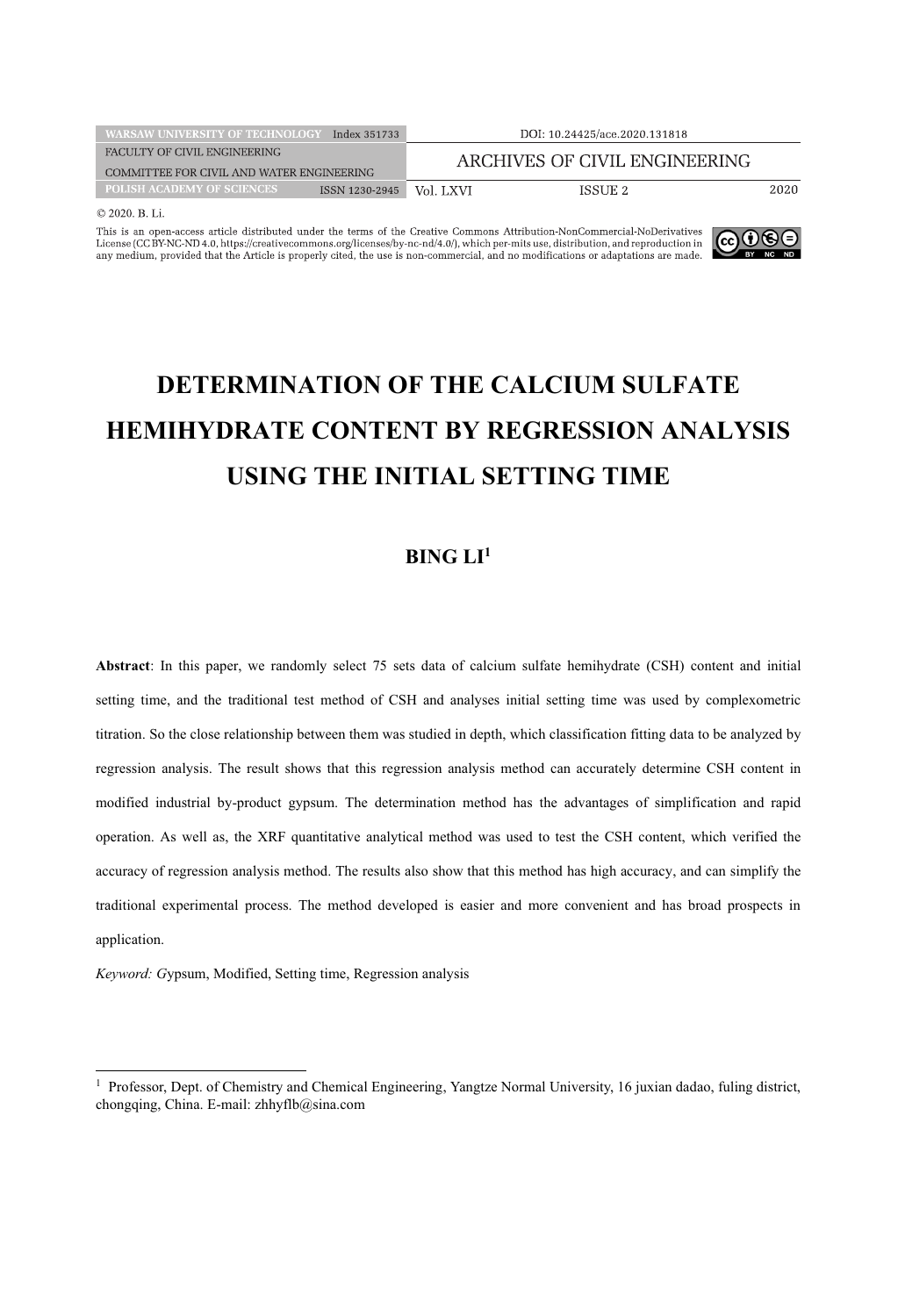© 2020. B. Li.

This is an open-access article distributed under the terms of the Creative Commons Attribution-NonCommercial-NoDerivatives License (CC BY-NC-ND 4.0, https://creativecommons.org/licenses/by-nc-nd/4.0/), which per-mits use, distribution, and reproduction in any medium, provided that the Article is properly cited, the use is non-commercial, and no modifications or adaptations are made.

# DETERMINATION OF THE CALCIUM SULFATE HEMIHYDRATE CONTENT BY REGRESSION ANALYSIS USING THE INITIAL SETTING TIME

**BING LI**[1]

**Abstract**: In this paper, we randomly select 75 sets data of calcium sulfate hemihydrate (CSH) content and initial setting time, and the traditional test method of CSH and analyses initial setting time was used by complexometric titration. So the close relationship between them was studied in depth, which classification fitting data to be analyzed by regression analysis. The result shows that this regression analysis method can accurately determine CSH content in modified industrial by-product gypsum. The determination method has the advantages of simplification and rapid operation. As well as, the XRF quantitative analytical method was used to test the CSH content, which verified the accuracy of regression analysis method. The results also show that this method has high accuracy, and can simplify the traditional experimental process. The method developed is easier and more convenient and has broad prospects in application.

*Keyword: G*ypsum, Modified, Setting time, Regression analysis

---

[1] Professor, Dept. of Chemistry and Chemical Engineering, Yangtze Normal University, 16 juxian dadao, fuling district, chongqing, China. E-mail: zhhyflb@sina.com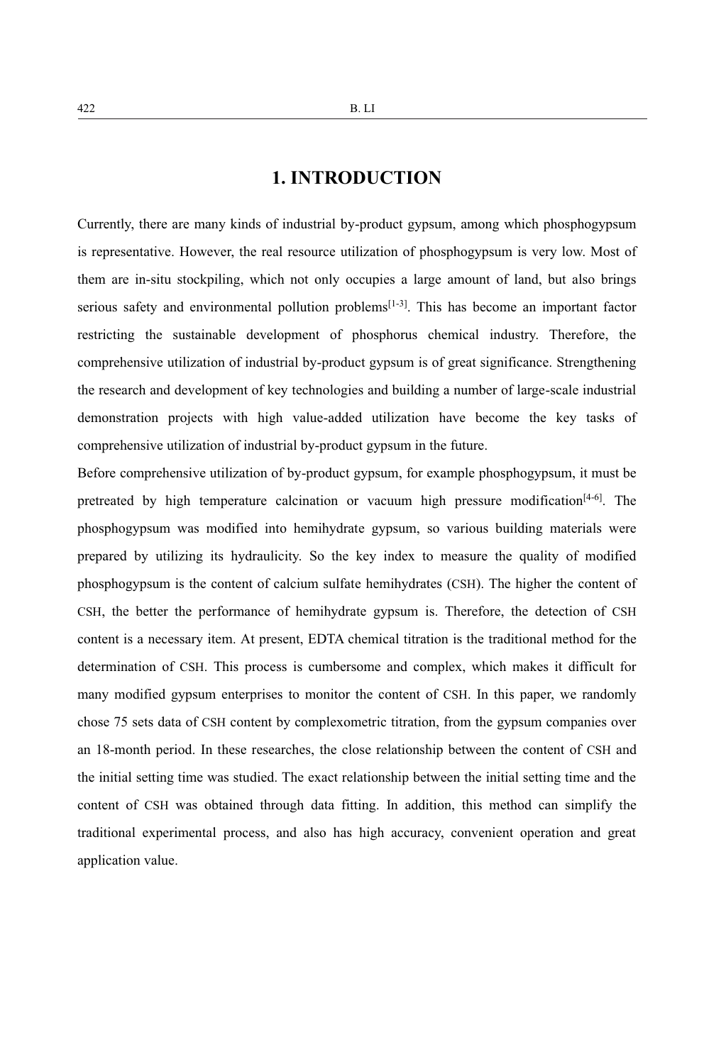# 1. INTRODUCTION

Currently, there are many kinds of industrial by-product gypsum, among which phosphogypsum is representative. However, the real resource utilization of phosphogypsum is very low. Most of them are in-situ stockpiling, which not only occupies a large amount of land, but also brings serious safety and environmental pollution problems[1-3]. This has become an important factor restricting the sustainable development of phosphorus chemical industry. Therefore, the comprehensive utilization of industrial by-product gypsum is of great significance. Strengthening the research and development of key technologies and building a number of large-scale industrial demonstration projects with high value-added utilization have become the key tasks of comprehensive utilization of industrial by-product gypsum in the future.

Before comprehensive utilization of by-product gypsum, for example phosphogypsum, it must be pretreated by high temperature calcination or vacuum high pressure modification[4-6]. The phosphogypsum was modified into hemihydrate gypsum, so various building materials were prepared by utilizing its hydraulicity. So the key index to measure the quality of modified phosphogypsum is the content of calcium sulfate hemihydrates (CSH). The higher the content of CSH, the better the performance of hemihydrate gypsum is. Therefore, the detection of CSH content is a necessary item. At present, EDTA chemical titration is the traditional method for the determination of CSH. This process is cumbersome and complex, which makes it difficult for many modified gypsum enterprises to monitor the content of CSH. In this paper, we randomly chose 75 sets data of CSH content by complexometric titration, from the gypsum companies over an 18-month period. In these researches, the close relationship between the content of CSH and the initial setting time was studied. The exact relationship between the initial setting time and the content of CSH was obtained through data fitting. In addition, this method can simplify the traditional experimental process, and also has high accuracy, convenient operation and great application value.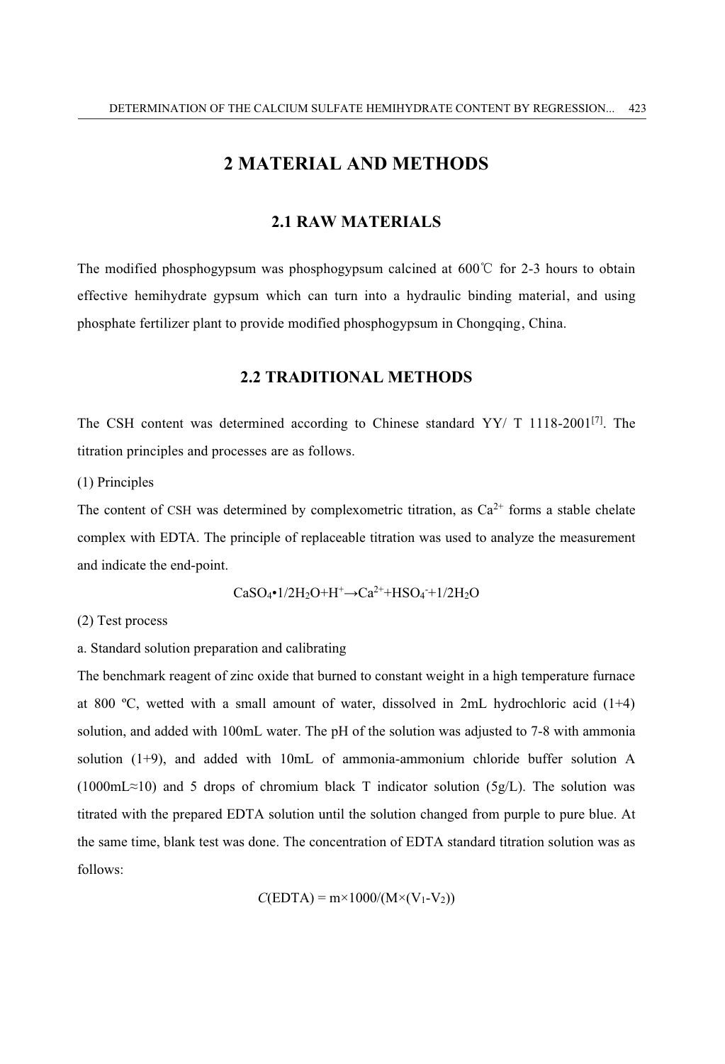# 2 MATERIAL AND METHODS

## 2.1 RAW MATERIALS

The modified phosphogypsum was phosphogypsum calcined at 600℃ for 2-3 hours to obtain effective hemihydrate gypsum which can turn into a hydraulic binding material, and using phosphate fertilizer plant to provide modified phosphogypsum in Chongqing, China.

## 2.2 TRADITIONAL METHODS

The CSH content was determined according to Chinese standard YY/ T 1118-2001[7]. The titration principles and processes are as follows.

(1) Principles

The content of CSH was determined by complexometric titration, as $Ca^{2+}$ forms a stable chelate complex with EDTA. The principle of replaceable titration was used to analyze the measurement and indicate the end-point.

$$CaSO_4{\bullet}1/2H_2O + H^+ \rightarrow Ca^{2+} + HSO_4^- + 1/2H_2O$$

(2) Test process

a. Standard solution preparation and calibrating

The benchmark reagent of zinc oxide that burned to constant weight in a high temperature furnace at 800 ºC, wetted with a small amount of water, dissolved in 2mL hydrochloric acid (1+4) solution, and added with 100mL water. The pH of the solution was adjusted to 7-8 with ammonia solution (1+9), and added with 10mL of ammonia-ammonium chloride buffer solution A (1000mL≈10) and 5 drops of chromium black T indicator solution (5g/L). The solution was titrated with the prepared EDTA solution until the solution changed from purple to pure blue. At the same time, blank test was done. The concentration of EDTA standard titration solution was as follows:

$$C(\text{EDTA}) = m \times 1000/(M \times (V_1 - V_2))$$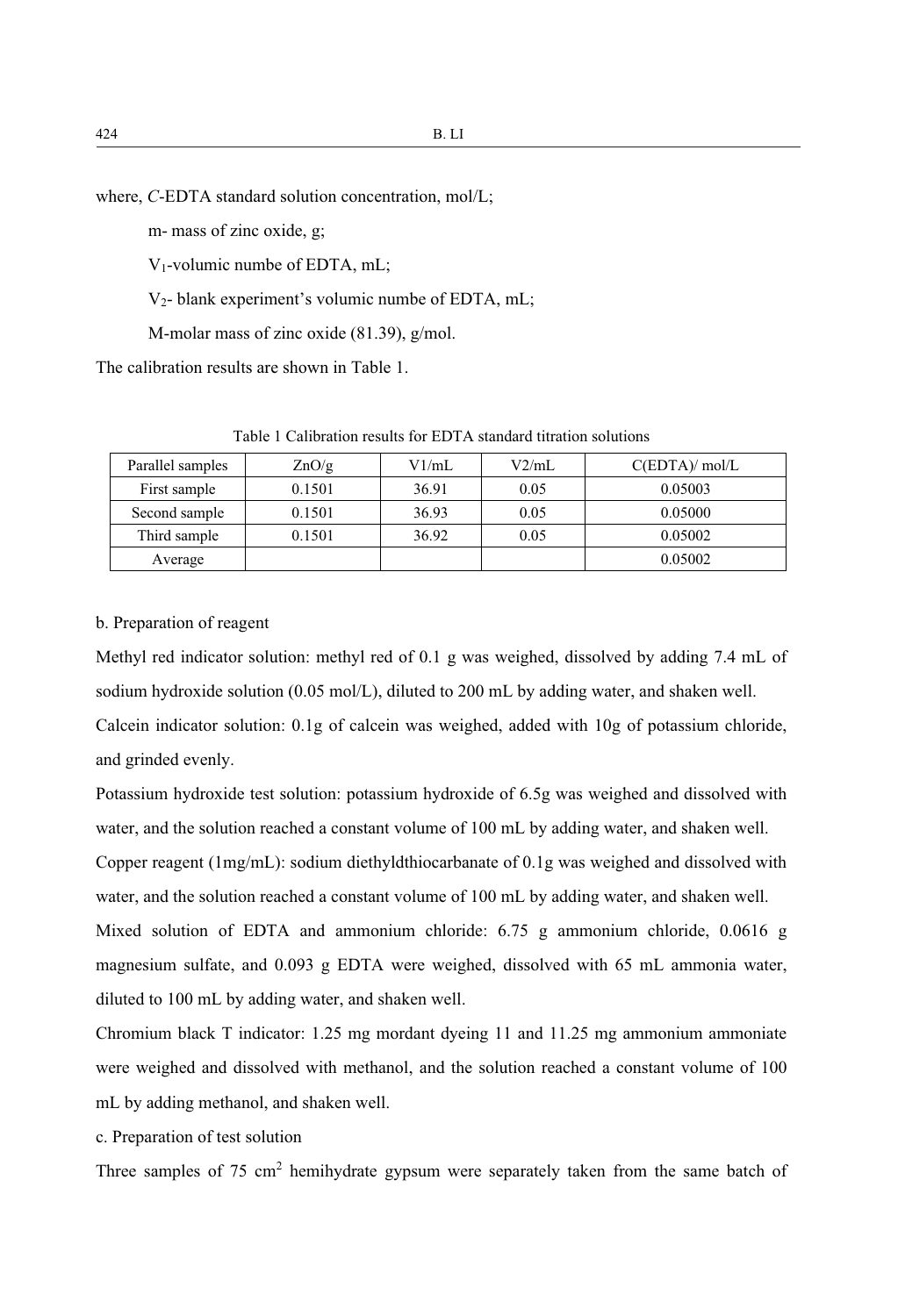where, $C$-EDTA standard solution concentration, mol/L;

m- mass of zinc oxide, g;

$V_1$-volumic numbe of EDTA, mL;

$V_2$- blank experiment's volumic numbe of EDTA, mL;

M-molar mass of zinc oxide (81.39), g/mol.

The calibration results are shown in Table 1.

Table 1 Calibration results for EDTA standard titration solutions

| Parallel samples | ZnO/g | V1/mL | V2/mL | C(EDTA)/ mol/L |
|---|---|---|---|---|
| First sample | 0.1501 | 36.91 | 0.05 | 0.05003 |
| Second sample | 0.1501 | 36.93 | 0.05 | 0.05000 |
| Third sample | 0.1501 | 36.92 | 0.05 | 0.05002 |
| Average | | | | 0.05002 |

b. Preparation of reagent

Methyl red indicator solution: methyl red of 0.1 g was weighed, dissolved by adding 7.4 mL of sodium hydroxide solution (0.05 mol/L), diluted to 200 mL by adding water, and shaken well.

Calcein indicator solution: 0.1g of calcein was weighed, added with 10g of potassium chloride, and grinded evenly.

Potassium hydroxide test solution: potassium hydroxide of 6.5g was weighed and dissolved with water, and the solution reached a constant volume of 100 mL by adding water, and shaken well.

Copper reagent (1mg/mL): sodium diethyldthiocarbanate of 0.1g was weighed and dissolved with water, and the solution reached a constant volume of 100 mL by adding water, and shaken well.

Mixed solution of EDTA and ammonium chloride: 6.75 g ammonium chloride, 0.0616 g magnesium sulfate, and 0.093 g EDTA were weighed, dissolved with 65 mL ammonia water, diluted to 100 mL by adding water, and shaken well.

Chromium black T indicator: 1.25 mg mordant dyeing 11 and 11.25 mg ammonium ammoniate were weighed and dissolved with methanol, and the solution reached a constant volume of 100 mL by adding methanol, and shaken well.

c. Preparation of test solution

Three samples of 75 $cm^2$ hemihydrate gypsum were separately taken from the same batch of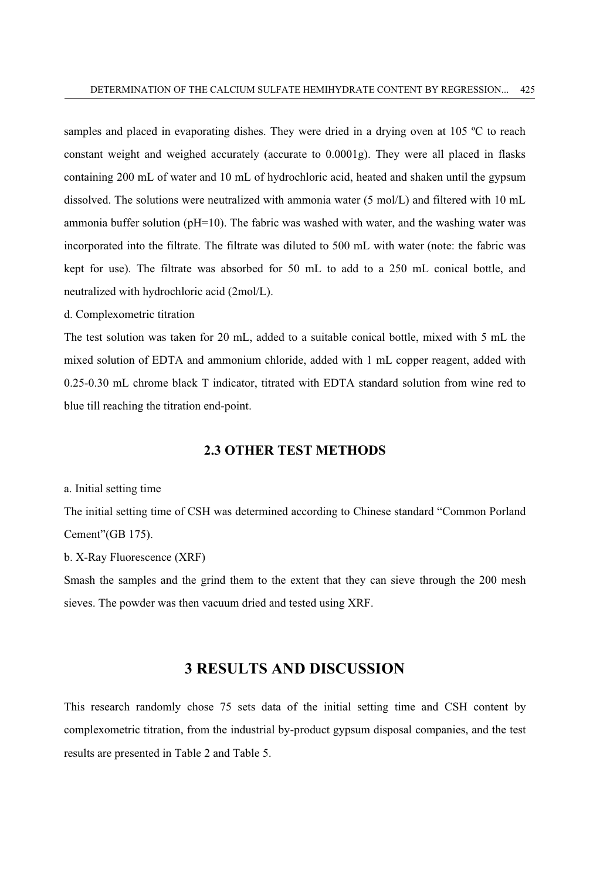samples and placed in evaporating dishes. They were dried in a drying oven at 105 ºC to reach constant weight and weighed accurately (accurate to 0.0001g). They were all placed in flasks containing 200 mL of water and 10 mL of hydrochloric acid, heated and shaken until the gypsum dissolved. The solutions were neutralized with ammonia water (5 mol/L) and filtered with 10 mL ammonia buffer solution (pH=10). The fabric was washed with water, and the washing water was incorporated into the filtrate. The filtrate was diluted to 500 mL with water (note: the fabric was kept for use). The filtrate was absorbed for 50 mL to add to a 250 mL conical bottle, and neutralized with hydrochloric acid (2mol/L).

d. Complexometric titration

The test solution was taken for 20 mL, added to a suitable conical bottle, mixed with 5 mL the mixed solution of EDTA and ammonium chloride, added with 1 mL copper reagent, added with 0.25-0.30 mL chrome black T indicator, titrated with EDTA standard solution from wine red to blue till reaching the titration end-point.

### 2.3 OTHER TEST METHODS

a. Initial setting time

The initial setting time of CSH was determined according to Chinese standard "Common Porland Cement"(GB 175).

b. X-Ray Fluorescence (XRF)

Smash the samples and the grind them to the extent that they can sieve through the 200 mesh sieves. The powder was then vacuum dried and tested using XRF.

## 3 RESULTS AND DISCUSSION

This research randomly chose 75 sets data of the initial setting time and CSH content by complexometric titration, from the industrial by-product gypsum disposal companies, and the test results are presented in Table 2 and Table 5.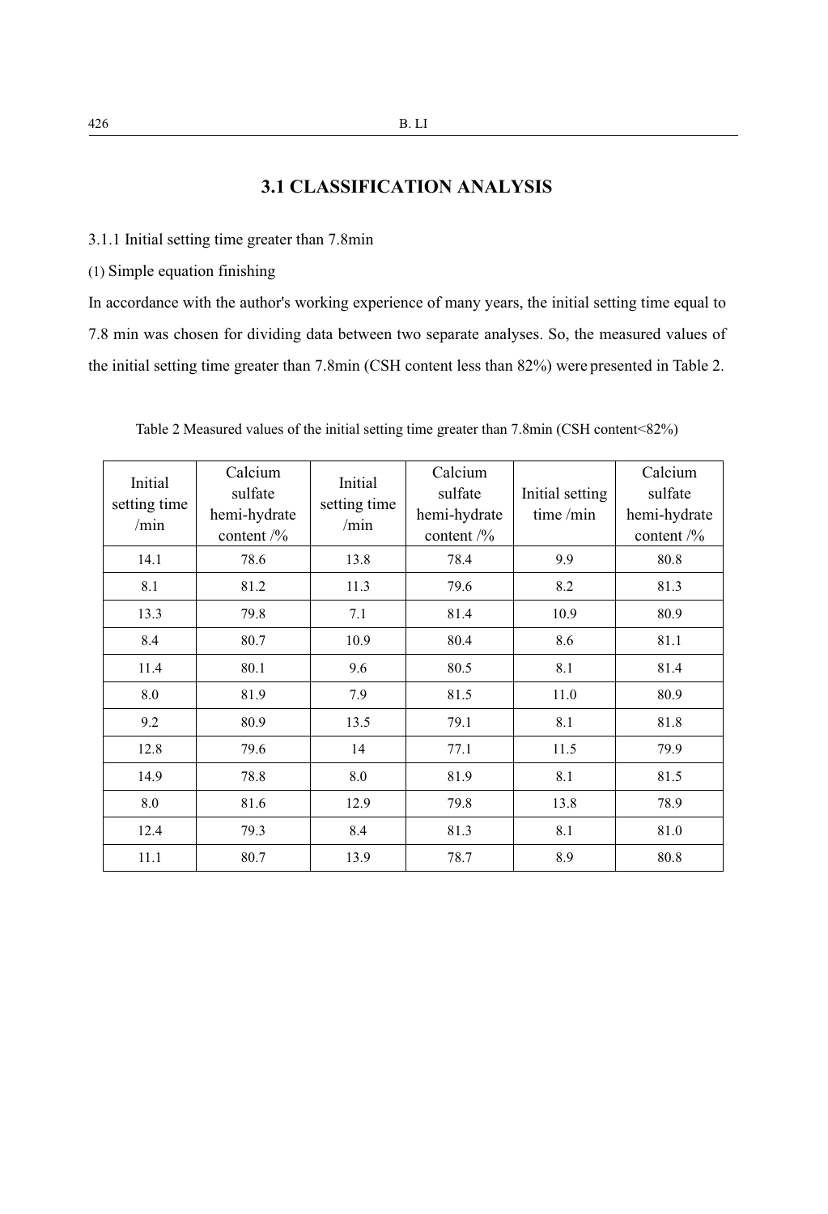## 3.1 CLASSIFICATION ANALYSIS

3.1.1 Initial setting time greater than 7.8min

(1) Simple equation finishing

In accordance with the author's working experience of many years, the initial setting time equal to 7.8 min was chosen for dividing data between two separate analyses. So, the measured values of the initial setting time greater than 7.8min (CSH content less than 82%) were presented in Table 2.

Table 2 Measured values of the initial setting time greater than 7.8min (CSH content<82%)

| Initial setting time /min | Calcium sulfate hemi-hydrate content /% | Initial setting time /min | Calcium sulfate hemi-hydrate content /% | Initial setting time /min | Calcium sulfate hemi-hydrate content /% |
|---|---|---|---|---|---|
| 14.1 | 78.6 | 13.8 | 78.4 | 9.9 | 80.8 |
| 8.1 | 81.2 | 11.3 | 79.6 | 8.2 | 81.3 |
| 13.3 | 79.8 | 7.1 | 81.4 | 10.9 | 80.9 |
| 8.4 | 80.7 | 10.9 | 80.4 | 8.6 | 81.1 |
| 11.4 | 80.1 | 9.6 | 80.5 | 8.1 | 81.4 |
| 8.0 | 81.9 | 7.9 | 81.5 | 11.0 | 80.9 |
| 9.2 | 80.9 | 13.5 | 79.1 | 8.1 | 81.8 |
| 12.8 | 79.6 | 14 | 77.1 | 11.5 | 79.9 |
| 14.9 | 78.8 | 8.0 | 81.9 | 8.1 | 81.5 |
| 8.0 | 81.6 | 12.9 | 79.8 | 13.8 | 78.9 |
| 12.4 | 79.3 | 8.4 | 81.3 | 8.1 | 81.0 |
| 11.1 | 80.7 | 13.9 | 78.7 | 8.9 | 80.8 |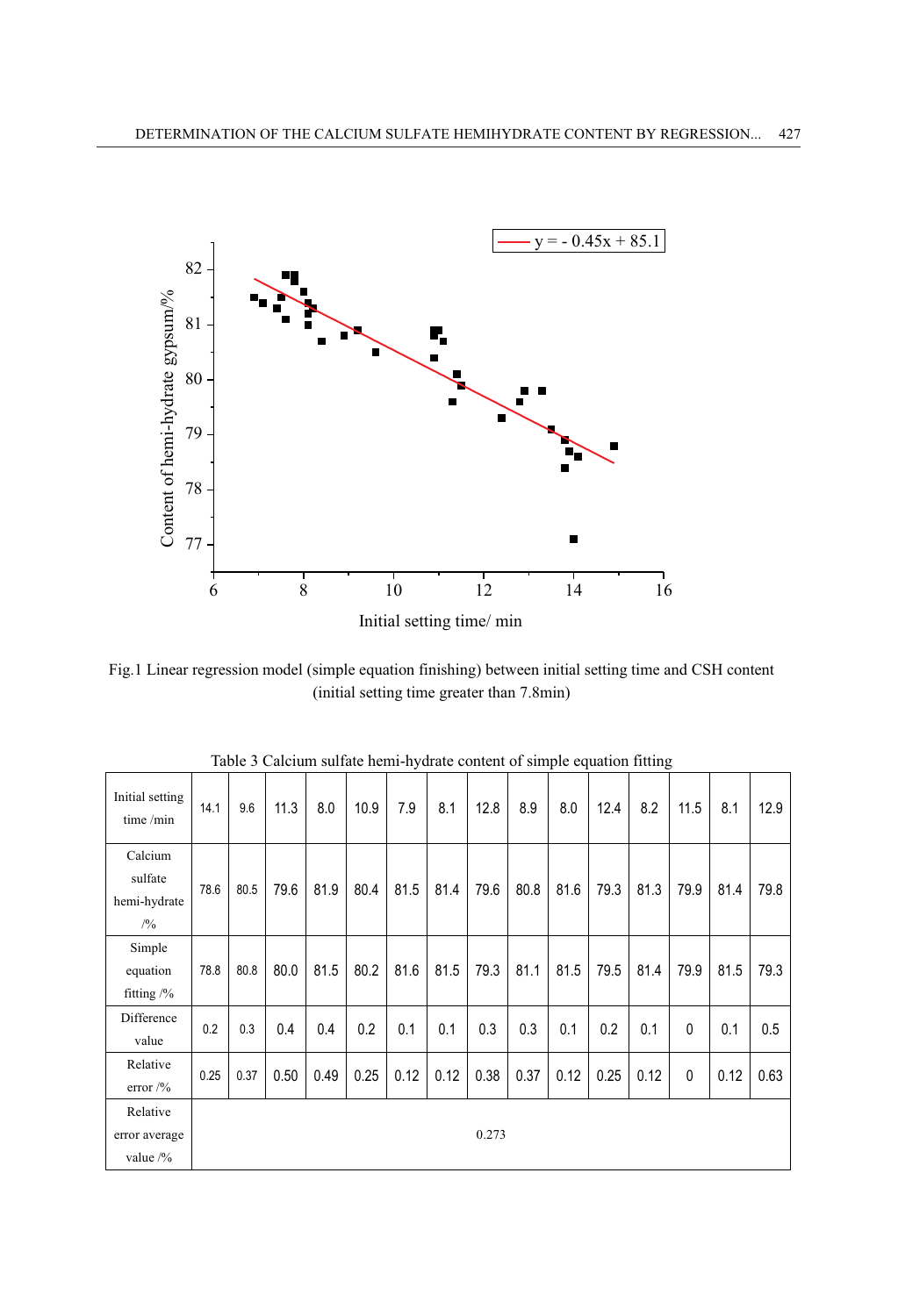Fig.1 Linear regression model (simple equation finishing) between initial setting time and CSH content (initial setting time greater than 7.8min)

Table 3 Calcium sulfate hemi-hydrate content of simple equation fitting

| Initial setting time /min | 14.1 | 9.6 | 11.3 | 8.0 | 10.9 | 7.9 | 8.1 | 12.8 | 8.9 | 8.0 | 12.4 | 8.2 | 11.5 | 8.1 | 12.9 |
|---|---|---|---|---|---|---|---|---|---|---|---|---|---|---|---|
| Calcium sulfate hemi-hydrate /% | 78.6 | 80.5 | 79.6 | 81.9 | 80.4 | 81.5 | 81.4 | 79.6 | 80.8 | 81.6 | 79.3 | 81.3 | 79.9 | 81.4 | 79.8 |
| Simple equation fitting /% | 78.8 | 80.8 | 80.0 | 81.5 | 80.2 | 81.6 | 81.5 | 79.3 | 81.1 | 81.5 | 79.5 | 81.4 | 79.9 | 81.5 | 79.3 |
| Difference value | 0.2 | 0.3 | 0.4 | 0.4 | 0.2 | 0.1 | 0.1 | 0.3 | 0.3 | 0.1 | 0.2 | 0.1 | 0 | 0.1 | 0.5 |
| Relative error /% | 0.25 | 0.37 | 0.50 | 0.49 | 0.25 | 0.12 | 0.12 | 0.38 | 0.37 | 0.12 | 0.25 | 0.12 | 0 | 0.12 | 0.63 |
| Relative error average value /% | 0.273 | | | | | | | | | | | | | | |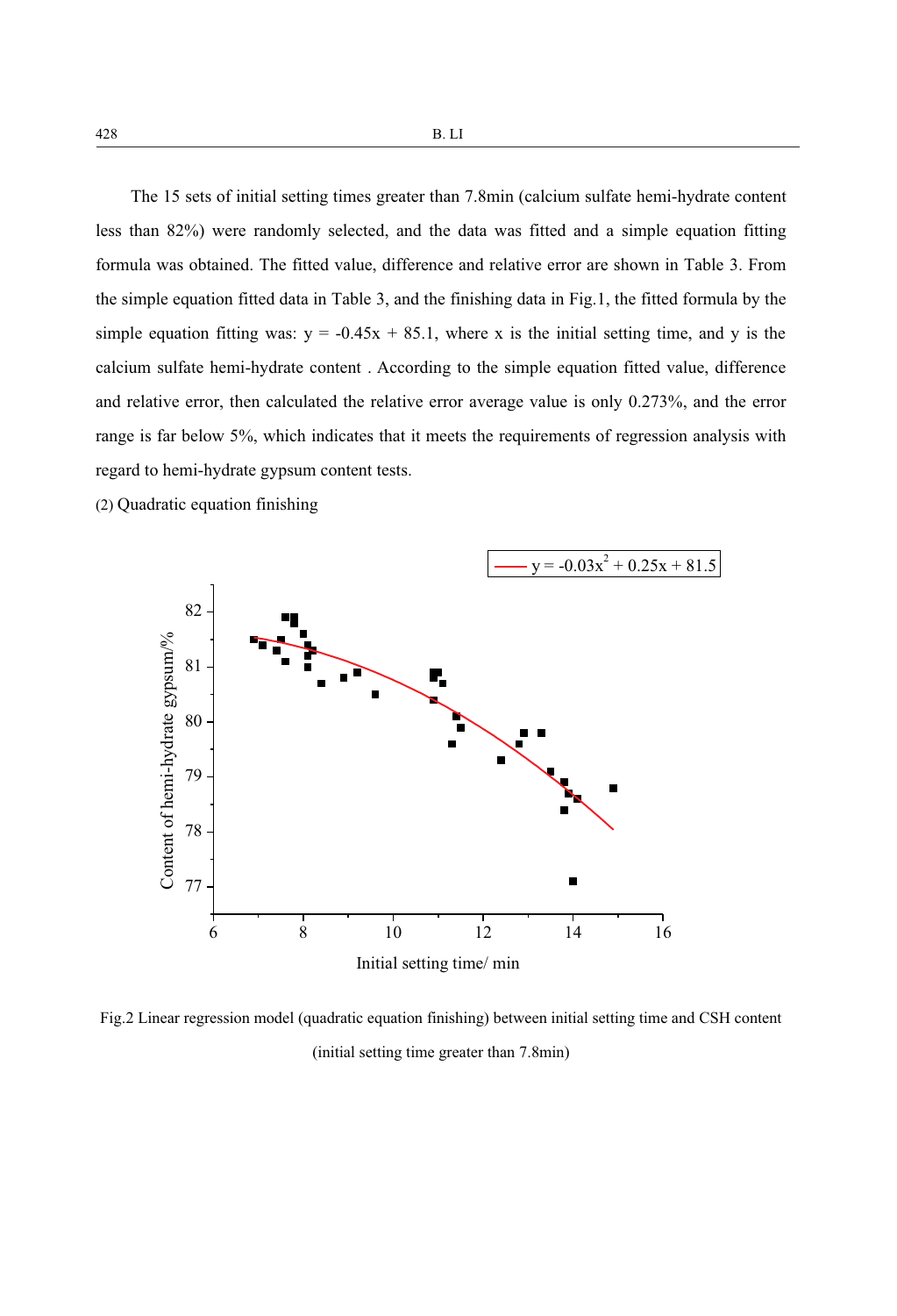The 15 sets of initial setting times greater than 7.8min (calcium sulfate hemi-hydrate content less than 82%) were randomly selected, and the data was fitted and a simple equation fitting formula was obtained. The fitted value, difference and relative error are shown in Table 3. From the simple equation fitted data in Table 3, and the finishing data in Fig.1, the fitted formula by the simple equation fitting was: $y = -0.45x + 85.1$, where x is the initial setting time, and y is the calcium sulfate hemi-hydrate content . According to the simple equation fitted value, difference and relative error, then calculated the relative error average value is only 0.273%, and the error range is far below 5%, which indicates that it meets the requirements of regression analysis with regard to hemi-hydrate gypsum content tests.

(2) Quadratic equation finishing

Fig.2 Linear regression model (quadratic equation finishing) between initial setting time and CSH content (initial setting time greater than 7.8min)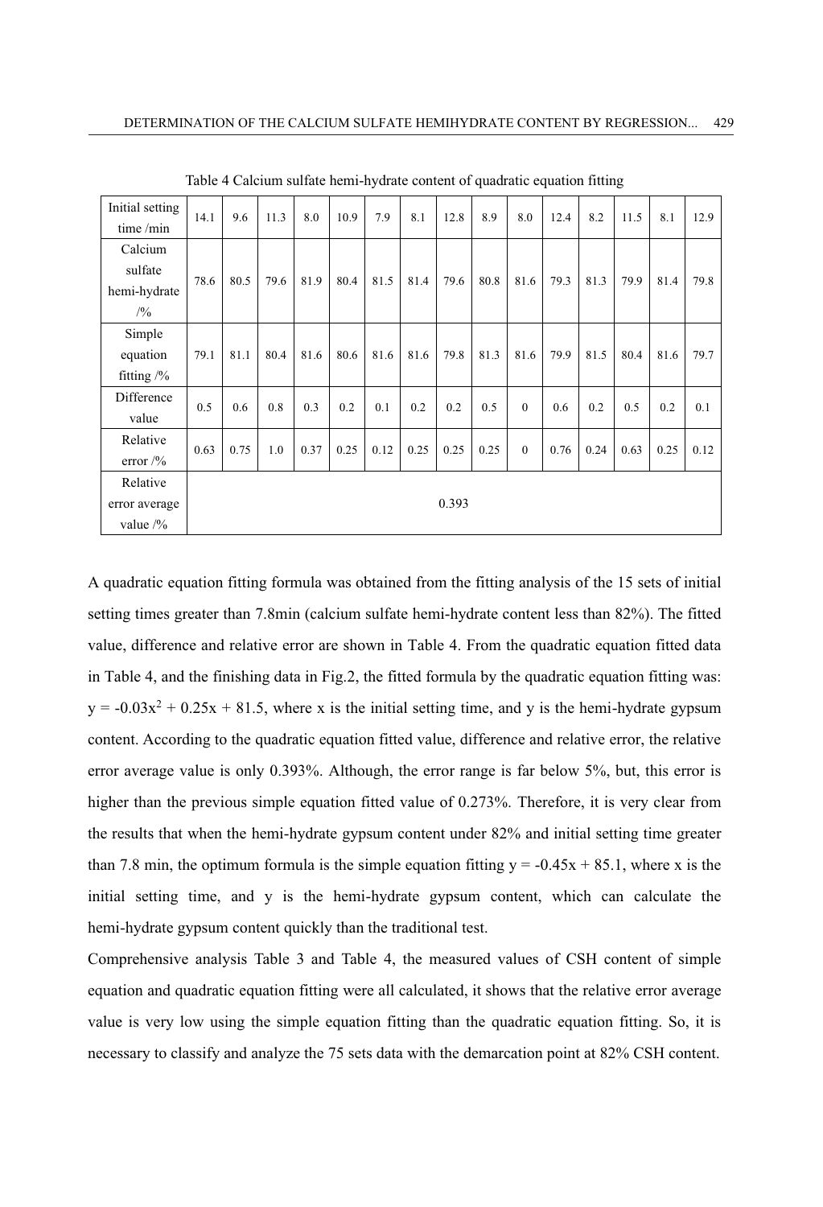Table 4 Calcium sulfate hemi-hydrate content of quadratic equation fitting

| Initial setting time /min | 14.1 | 9.6 | 11.3 | 8.0 | 10.9 | 7.9 | 8.1 | 12.8 | 8.9 | 8.0 | 12.4 | 8.2 | 11.5 | 8.1 | 12.9 |
|---|---|---|---|---|---|---|---|---|---|---|---|---|---|---|---|
| Calcium sulfate hemi-hydrate /% | 78.6 | 80.5 | 79.6 | 81.9 | 80.4 | 81.5 | 81.4 | 79.6 | 80.8 | 81.6 | 79.3 | 81.3 | 79.9 | 81.4 | 79.8 |
| Simple equation fitting /% | 79.1 | 81.1 | 80.4 | 81.6 | 80.6 | 81.6 | 81.6 | 79.8 | 81.3 | 81.6 | 79.9 | 81.5 | 80.4 | 81.6 | 79.7 |
| Difference value | 0.5 | 0.6 | 0.8 | 0.3 | 0.2 | 0.1 | 0.2 | 0.2 | 0.5 | 0 | 0.6 | 0.2 | 0.5 | 0.2 | 0.1 |
| Relative error /% | 0.63 | 0.75 | 1.0 | 0.37 | 0.25 | 0.12 | 0.25 | 0.25 | 0.25 | 0 | 0.76 | 0.24 | 0.63 | 0.25 | 0.12 |
| Relative error average value /% | 0.393 | | | | | | | | | | | | | | |

A quadratic equation fitting formula was obtained from the fitting analysis of the 15 sets of initial setting times greater than 7.8min (calcium sulfate hemi-hydrate content less than 82%). The fitted value, difference and relative error are shown in Table 4. From the quadratic equation fitted data in Table 4, and the finishing data in Fig.2, the fitted formula by the quadratic equation fitting was: $y = -0.03x^2 + 0.25x + 81.5$, where x is the initial setting time, and y is the hemi-hydrate gypsum content. According to the quadratic equation fitted value, difference and relative error, the relative error average value is only 0.393%. Although, the error range is far below 5%, but, this error is higher than the previous simple equation fitted value of 0.273%. Therefore, it is very clear from the results that when the hemi-hydrate gypsum content under 82% and initial setting time greater than 7.8 min, the optimum formula is the simple equation fitting $y = -0.45x + 85.1$, where x is the initial setting time, and y is the hemi-hydrate gypsum content, which can calculate the hemi-hydrate gypsum content quickly than the traditional test.

Comprehensive analysis Table 3 and Table 4, the measured values of CSH content of simple equation and quadratic equation fitting were all calculated, it shows that the relative error average value is very low using the simple equation fitting than the quadratic equation fitting. So, it is necessary to classify and analyze the 75 sets data with the demarcation point at 82% CSH content.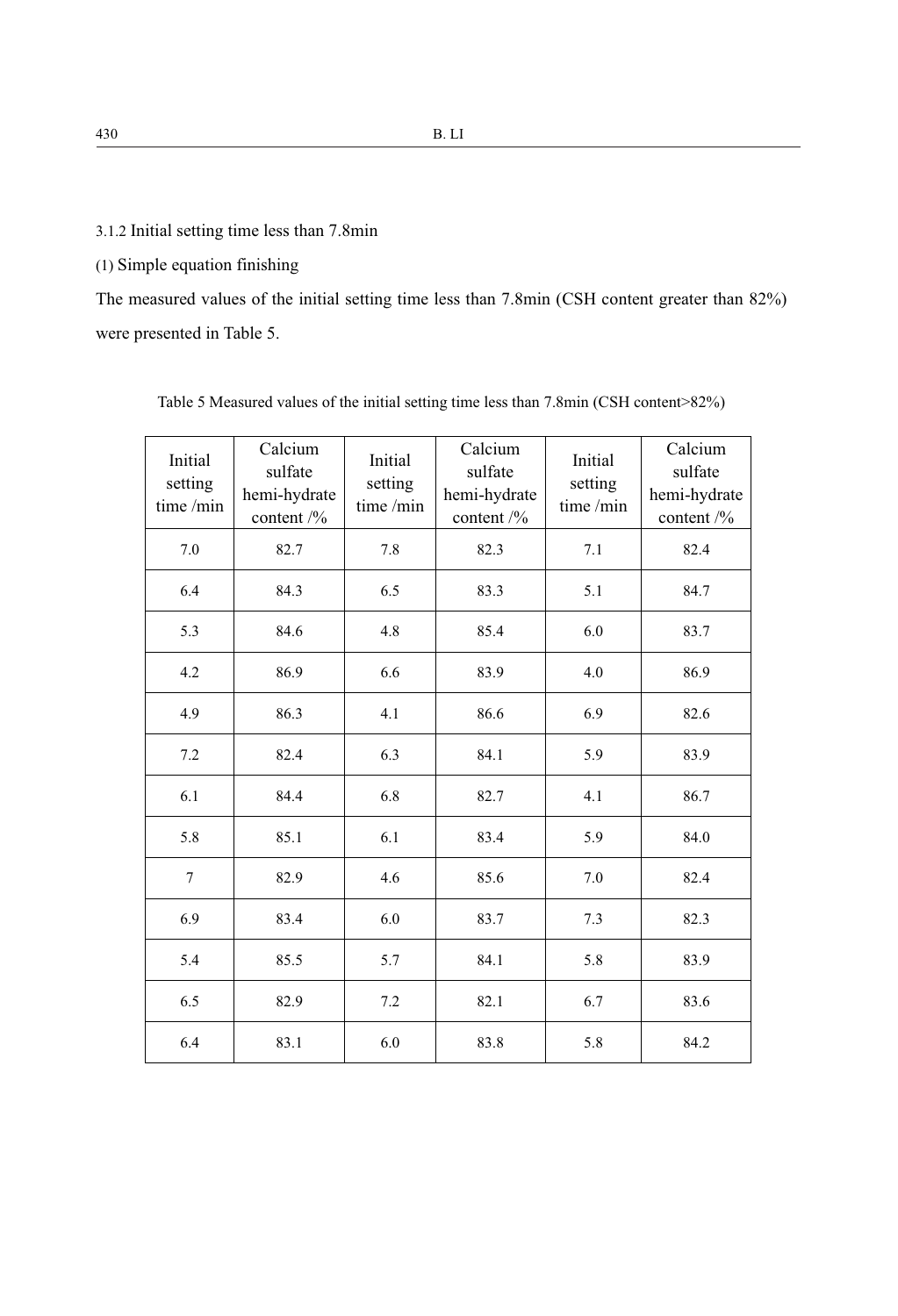#### 3.1.2 Initial setting time less than 7.8min

(1) Simple equation finishing

The measured values of the initial setting time less than 7.8min (CSH content greater than 82%) were presented in Table 5.

Table 5 Measured values of the initial setting time less than 7.8min (CSH content>82%)

| Initial setting time /min | Calcium sulfate hemi-hydrate content /% | Initial setting time /min | Calcium sulfate hemi-hydrate content /% | Initial setting time /min | Calcium sulfate hemi-hydrate content /% |
|---|---|---|---|---|---|
| 7.0 | 82.7 | 7.8 | 82.3 | 7.1 | 82.4 |
| 6.4 | 84.3 | 6.5 | 83.3 | 5.1 | 84.7 |
| 5.3 | 84.6 | 4.8 | 85.4 | 6.0 | 83.7 |
| 4.2 | 86.9 | 6.6 | 83.9 | 4.0 | 86.9 |
| 4.9 | 86.3 | 4.1 | 86.6 | 6.9 | 82.6 |
| 7.2 | 82.4 | 6.3 | 84.1 | 5.9 | 83.9 |
| 6.1 | 84.4 | 6.8 | 82.7 | 4.1 | 86.7 |
| 5.8 | 85.1 | 6.1 | 83.4 | 5.9 | 84.0 |
| 7 | 82.9 | 4.6 | 85.6 | 7.0 | 82.4 |
| 6.9 | 83.4 | 6.0 | 83.7 | 7.3 | 82.3 |
| 5.4 | 85.5 | 5.7 | 84.1 | 5.8 | 83.9 |
| 6.5 | 82.9 | 7.2 | 82.1 | 6.7 | 83.6 |
| 6.4 | 83.1 | 6.0 | 83.8 | 5.8 | 84.2 |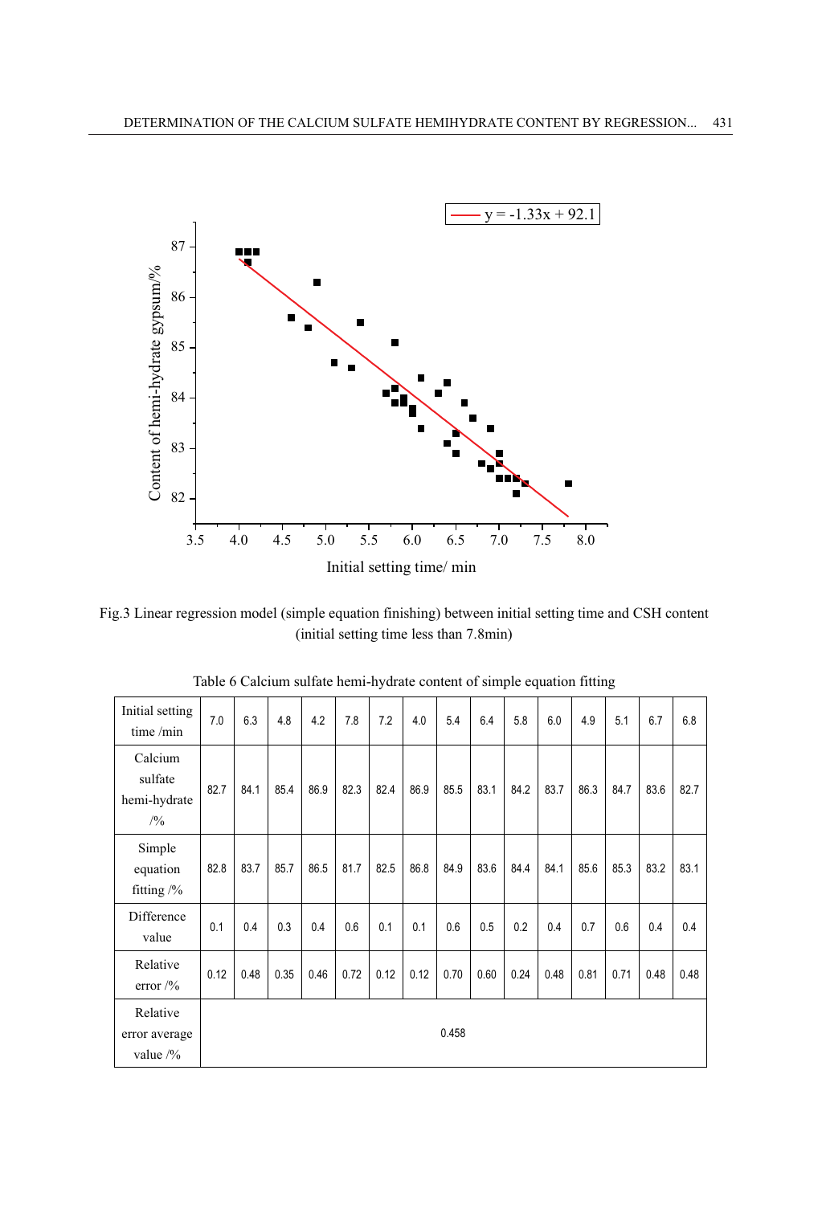Fig.3 Linear regression model (simple equation finishing) between initial setting time and CSH content (initial setting time less than 7.8min)

Table 6 Calcium sulfate hemi-hydrate content of simple equation fitting

| Initial setting time /min | 7.0 | 6.3 | 4.8 | 4.2 | 7.8 | 7.2 | 4.0 | 5.4 | 6.4 | 5.8 | 6.0 | 4.9 | 5.1 | 6.7 | 6.8 |
|---|---|---|---|---|---|---|---|---|---|---|---|---|---|---|---|
| Calcium sulfate hemi-hydrate /% | 82.7 | 84.1 | 85.4 | 86.9 | 82.3 | 82.4 | 86.9 | 85.5 | 83.1 | 84.2 | 83.7 | 86.3 | 84.7 | 83.6 | 82.7 |
| Simple equation fitting /% | 82.8 | 83.7 | 85.7 | 86.5 | 81.7 | 82.5 | 86.8 | 84.9 | 83.6 | 84.4 | 84.1 | 85.6 | 85.3 | 83.2 | 83.1 |
| Difference value | 0.1 | 0.4 | 0.3 | 0.4 | 0.6 | 0.1 | 0.1 | 0.6 | 0.5 | 0.2 | 0.4 | 0.7 | 0.6 | 0.4 | 0.4 |
| Relative error /% | 0.12 | 0.48 | 0.35 | 0.46 | 0.72 | 0.12 | 0.12 | 0.70 | 0.60 | 0.24 | 0.48 | 0.81 | 0.71 | 0.48 | 0.48 |
| Relative error average value /% | 0.458 | | | | | | | | | | | | | | |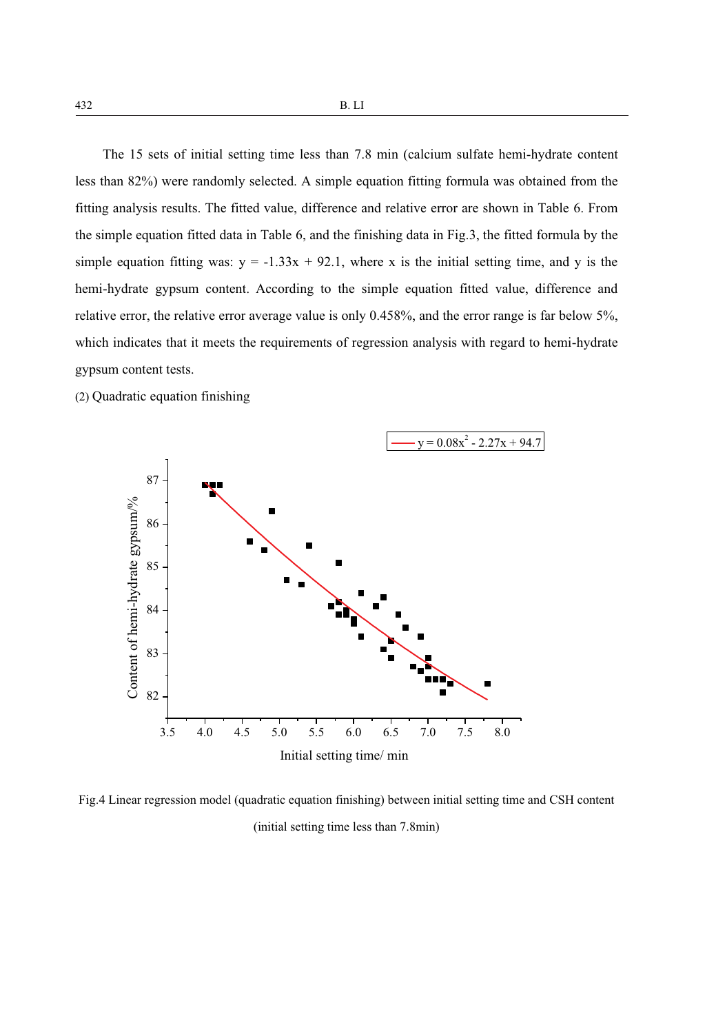The 15 sets of initial setting time less than 7.8 min (calcium sulfate hemi-hydrate content less than 82%) were randomly selected. A simple equation fitting formula was obtained from the fitting analysis results. The fitted value, difference and relative error are shown in Table 6. From the simple equation fitted data in Table 6, and the finishing data in Fig.3, the fitted formula by the simple equation fitting was: $y = -1.33x + 92.1$, where x is the initial setting time, and y is the hemi-hydrate gypsum content. According to the simple equation fitted value, difference and relative error, the relative error average value is only 0.458%, and the error range is far below 5%, which indicates that it meets the requirements of regression analysis with regard to hemi-hydrate gypsum content tests.

(2) Quadratic equation finishing

Fig.4 Linear regression model (quadratic equation finishing) between initial setting time and CSH content (initial setting time less than 7.8min)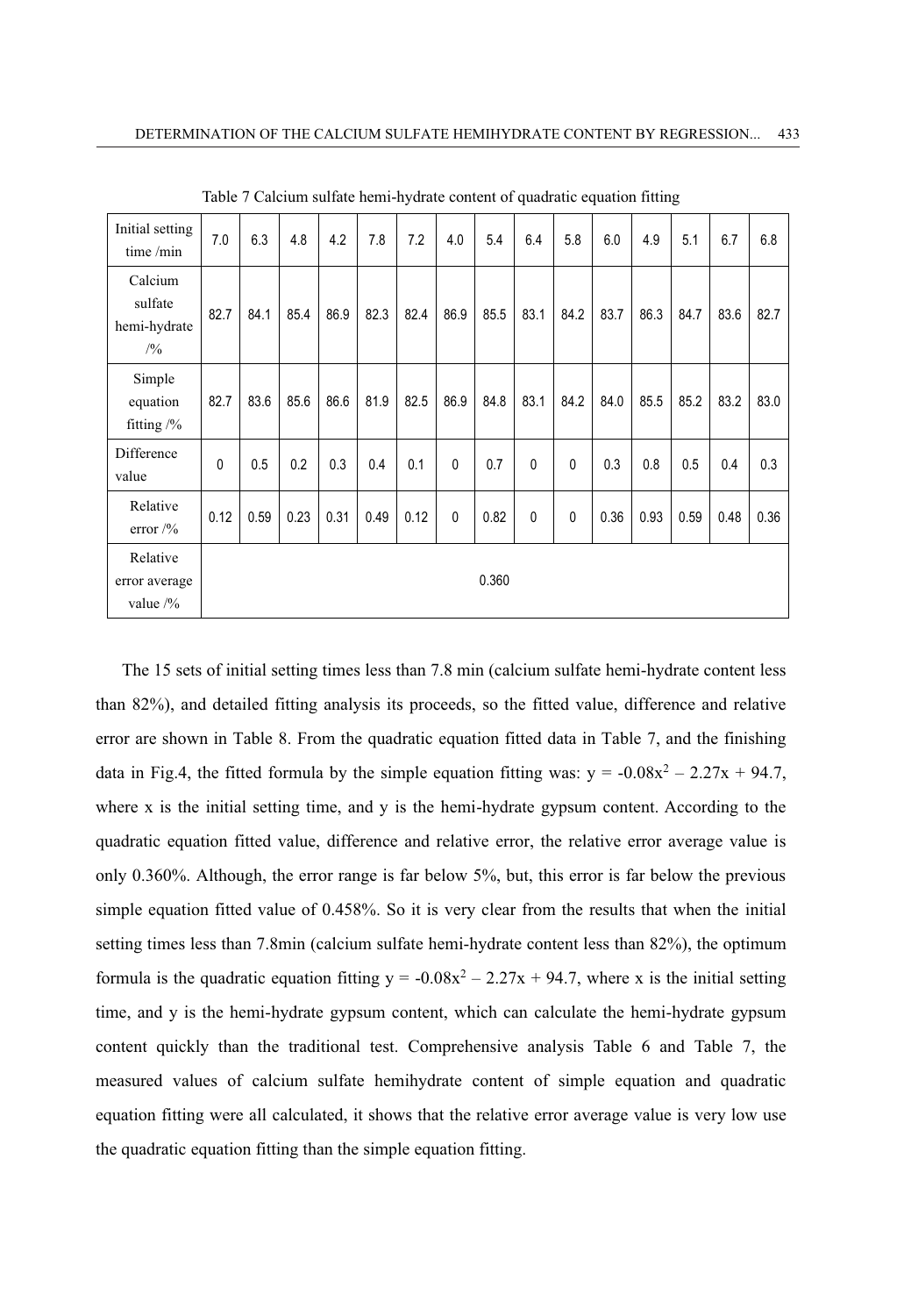Table 7 Calcium sulfate hemi-hydrate content of quadratic equation fitting

| Initial setting time /min | 7.0 | 6.3 | 4.8 | 4.2 | 7.8 | 7.2 | 4.0 | 5.4 | 6.4 | 5.8 | 6.0 | 4.9 | 5.1 | 6.7 | 6.8 |
|---|---|---|---|---|---|---|---|---|---|---|---|---|---|---|---|
| Calcium sulfate hemi-hydrate /% | 82.7 | 84.1 | 85.4 | 86.9 | 82.3 | 82.4 | 86.9 | 85.5 | 83.1 | 84.2 | 83.7 | 86.3 | 84.7 | 83.6 | 82.7 |
| Simple equation fitting /% | 82.7 | 83.6 | 85.6 | 86.6 | 81.9 | 82.5 | 86.9 | 84.8 | 83.1 | 84.2 | 84.0 | 85.5 | 85.2 | 83.2 | 83.0 |
| Difference value | 0 | 0.5 | 0.2 | 0.3 | 0.4 | 0.1 | 0 | 0.7 | 0 | 0 | 0.3 | 0.8 | 0.5 | 0.4 | 0.3 |
| Relative error /% | 0.12 | 0.59 | 0.23 | 0.31 | 0.49 | 0.12 | 0 | 0.82 | 0 | 0 | 0.36 | 0.93 | 0.59 | 0.48 | 0.36 |
| Relative error average value /% | 0.360 | | | | | | | | | | | | | | |

The 15 sets of initial setting times less than 7.8 min (calcium sulfate hemi-hydrate content less than 82%), and detailed fitting analysis its proceeds, so the fitted value, difference and relative error are shown in Table 8. From the quadratic equation fitted data in Table 7, and the finishing data in Fig.4, the fitted formula by the simple equation fitting was: $y = -0.08x^2 - 2.27x + 94.7$, where x is the initial setting time, and y is the hemi-hydrate gypsum content. According to the quadratic equation fitted value, difference and relative error, the relative error average value is only 0.360%. Although, the error range is far below 5%, but, this error is far below the previous simple equation fitted value of 0.458%. So it is very clear from the results that when the initial setting times less than 7.8min (calcium sulfate hemi-hydrate content less than 82%), the optimum formula is the quadratic equation fitting $y = -0.08x^2 - 2.27x + 94.7$, where x is the initial setting time, and y is the hemi-hydrate gypsum content, which can calculate the hemi-hydrate gypsum content quickly than the traditional test. Comprehensive analysis Table 6 and Table 7, the measured values of calcium sulfate hemihydrate content of simple equation and quadratic equation fitting were all calculated, it shows that the relative error average value is very low use the quadratic equation fitting than the simple equation fitting.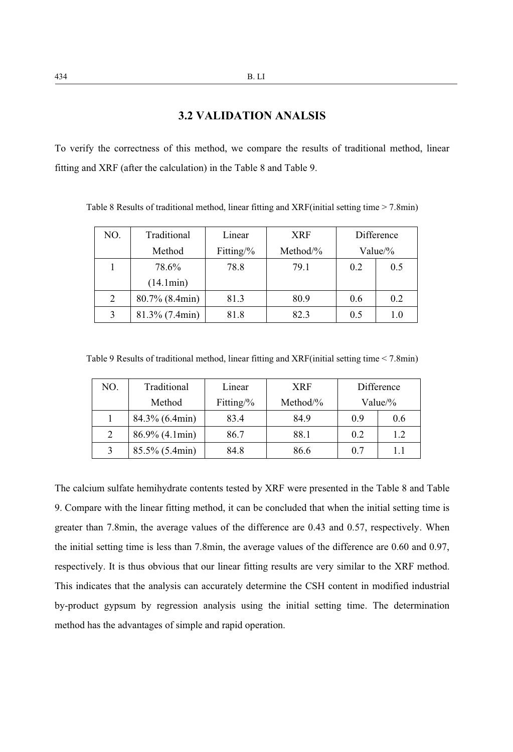### 3.2 VALIDATION ANALSIS

To verify the correctness of this method, we compare the results of traditional method, linear fitting and XRF (after the calculation) in the Table 8 and Table 9.

Table 8 Results of traditional method, linear fitting and XRF(initial setting time > 7.8min)

| NO. | Traditional Method | Linear Fitting/% | XRF Method/% | Difference Value/% | |
|---|---|---|---|---|---|
| 1 | 78.6% (14.1min) | 78.8 | 79.1 | 0.2 | 0.5 |
| 2 | 80.7% (8.4min) | 81.3 | 80.9 | 0.6 | 0.2 |
| 3 | 81.3% (7.4min) | 81.8 | 82.3 | 0.5 | 1.0 |

Table 9 Results of traditional method, linear fitting and XRF(initial setting time < 7.8min)

| NO. | Traditional Method | Linear Fitting/% | XRF Method/% | Difference Value/% | |
|---|---|---|---|---|---|
| 1 | 84.3% (6.4min) | 83.4 | 84.9 | 0.9 | 0.6 |
| 2 | 86.9% (4.1min) | 86.7 | 88.1 | 0.2 | 1.2 |
| 3 | 85.5% (5.4min) | 84.8 | 86.6 | 0.7 | 1.1 |

The calcium sulfate hemihydrate contents tested by XRF were presented in the Table 8 and Table 9. Compare with the linear fitting method, it can be concluded that when the initial setting time is greater than 7.8min, the average values of the difference are 0.43 and 0.57, respectively. When the initial setting time is less than 7.8min, the average values of the difference are 0.60 and 0.97, respectively. It is thus obvious that our linear fitting results are very similar to the XRF method. This indicates that the analysis can accurately determine the CSH content in modified industrial by-product gypsum by regression analysis using the initial setting time. The determination method has the advantages of simple and rapid operation.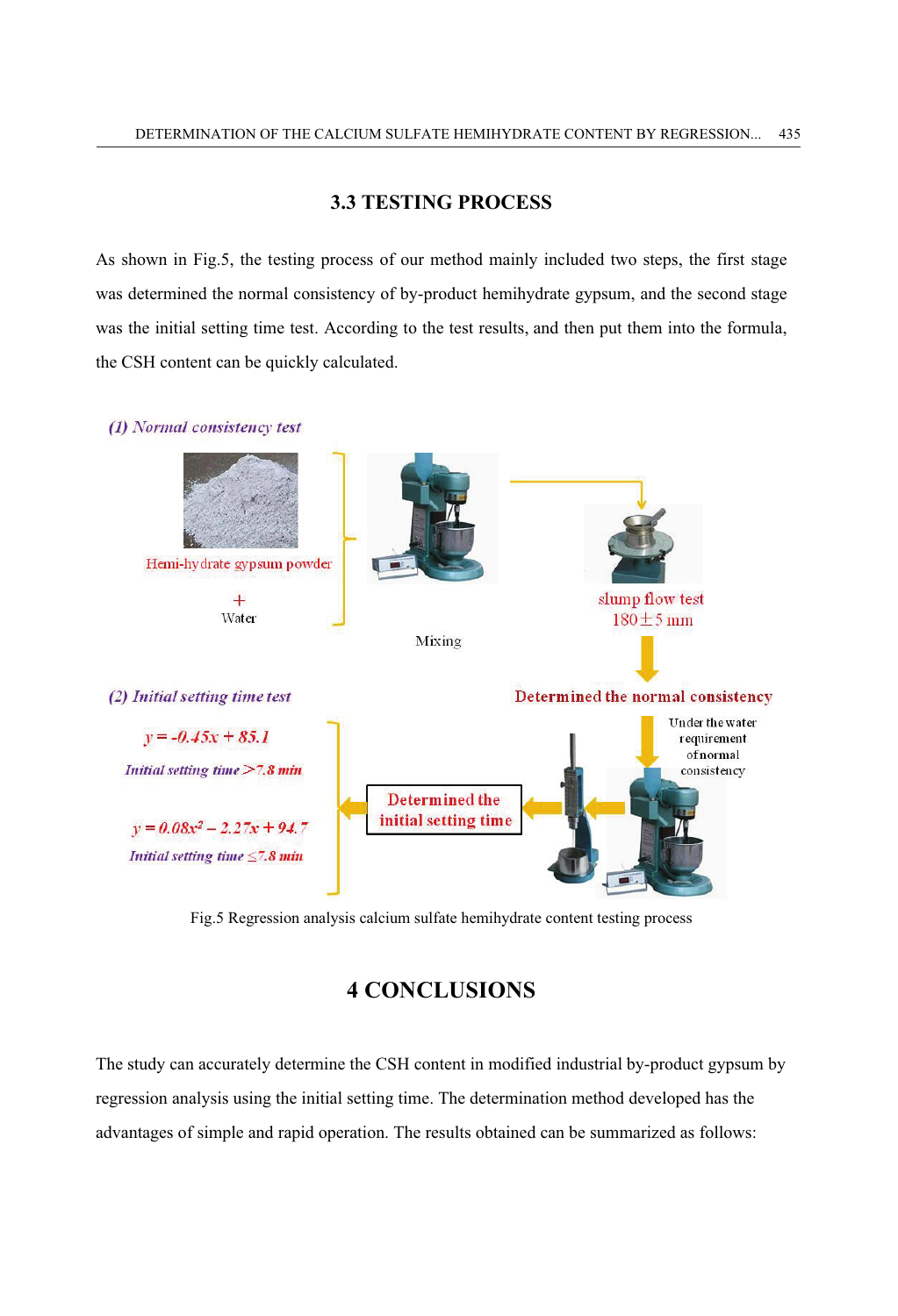### 3.3 TESTING PROCESS

As shown in Fig.5, the testing process of our method mainly included two steps, the first stage was determined the normal consistency of by-product hemihydrate gypsum, and the second stage was the initial setting time test. According to the test results, and then put them into the formula, the CSH content can be quickly calculated.

*(1) Normal consistency test*

Hemi-hydrate gypsum powder

+

Water

Mixing

slump flow test
180±5 mm

Determined the normal consistency

Under the water requirement of normal consistency

*(2) Initial setting time test*

$y = -0.45x + 85.1$

*Initial setting time >7.8 min*

$y = 0.08x^2 - 2.27x + 94.7$

*Initial setting time ≤7.8 min*

Determined the initial setting time

Fig.5 Regression analysis calcium sulfate hemihydrate content testing process

## 4 CONCLUSIONS

The study can accurately determine the CSH content in modified industrial by-product gypsum by regression analysis using the initial setting time. The determination method developed has the advantages of simple and rapid operation. The results obtained can be summarized as follows: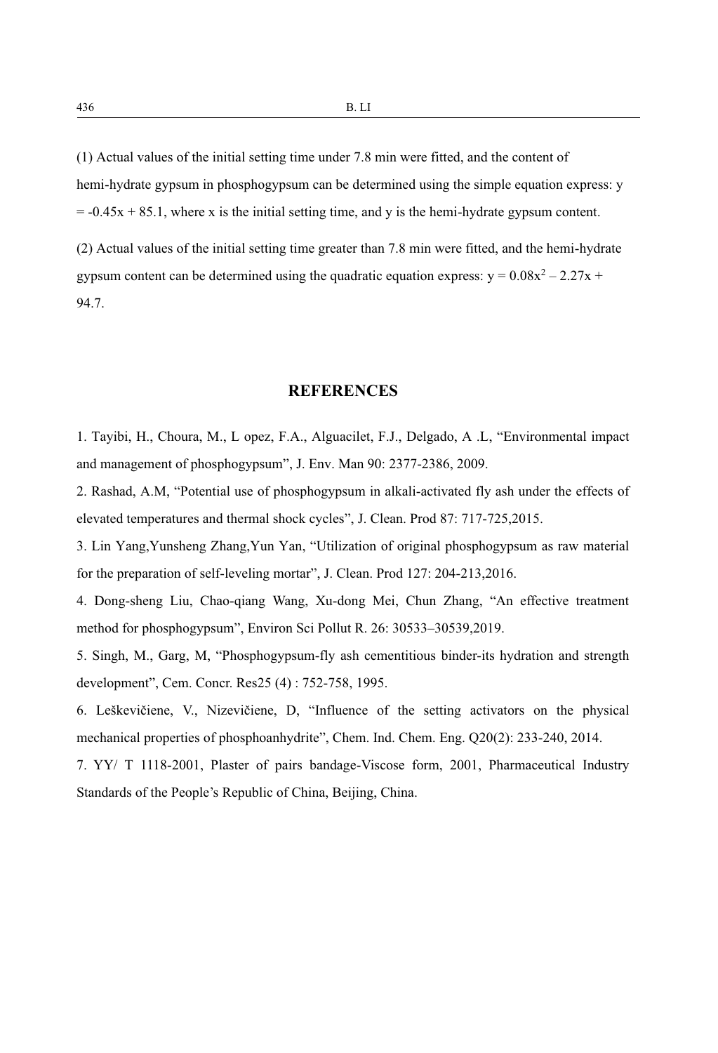(1) Actual values of the initial setting time under 7.8 min were fitted, and the content of hemi-hydrate gypsum in phosphogypsum can be determined using the simple equation express: $y = -0.45x + 85.1$, where x is the initial setting time, and y is the hemi-hydrate gypsum content.

(2) Actual values of the initial setting time greater than 7.8 min were fitted, and the hemi-hydrate gypsum content can be determined using the quadratic equation express: $y = 0.08x^2 - 2.27x + 94.7$.

## REFERENCES

1. Tayibi, H., Choura, M., L opez, F.A., Alguacilet, F.J., Delgado, A .L, "Environmental impact and management of phosphogypsum", J. Env. Man 90: 2377-2386, 2009.
2. Rashad, A.M, "Potential use of phosphogypsum in alkali-activated fly ash under the effects of elevated temperatures and thermal shock cycles", J. Clean. Prod 87: 717-725,2015.
3. Lin Yang,Yunsheng Zhang,Yun Yan, "Utilization of original phosphogypsum as raw material for the preparation of self-leveling mortar", J. Clean. Prod 127: 204-213,2016.
4. Dong-sheng Liu, Chao-qiang Wang, Xu-dong Mei, Chun Zhang, "An effective treatment method for phosphogypsum", Environ Sci Pollut R. 26: 30533–30539,2019.
5. Singh, M., Garg, M, "Phosphogypsum-fly ash cementitious binder-its hydration and strength development", Cem. Concr. Res25 (4) : 752-758, 1995.
6. Leškevičiene, V., Nizevičiene, D, "Influence of the setting activators on the physical mechanical properties of phosphoanhydrite", Chem. Ind. Chem. Eng. Q20(2): 233-240, 2014.
7. YY/ T 1118-2001, Plaster of pairs bandage-Viscose form, 2001, Pharmaceutical Industry Standards of the People's Republic of China, Beijing, China.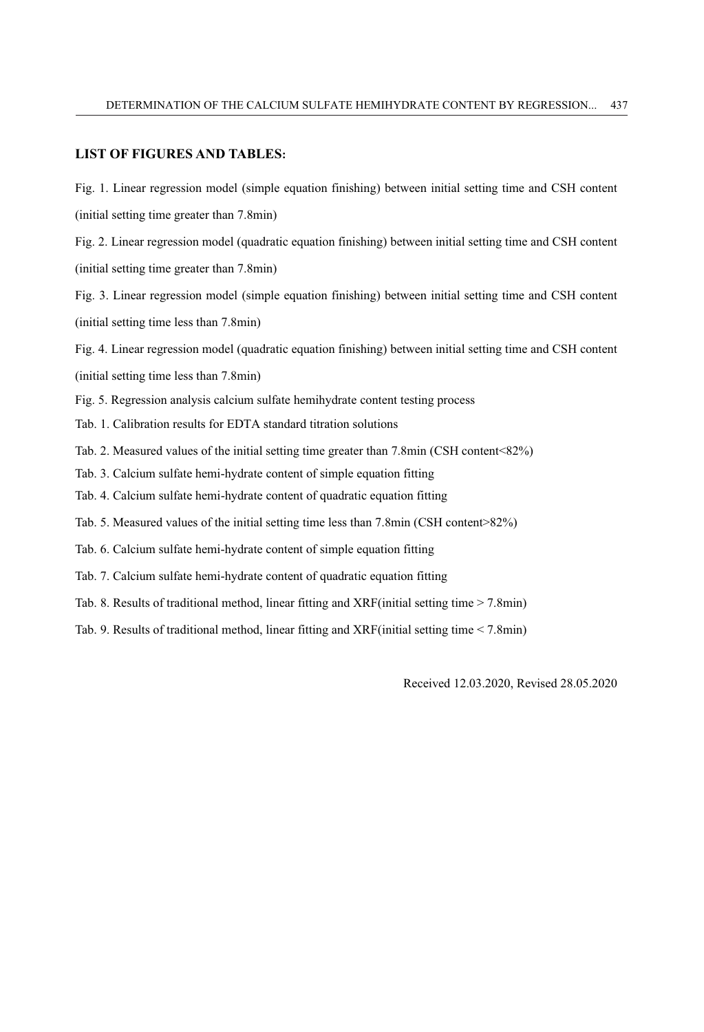## LIST OF FIGURES AND TABLES:

Fig. 1. Linear regression model (simple equation finishing) between initial setting time and CSH content (initial setting time greater than 7.8min)

Fig. 2. Linear regression model (quadratic equation finishing) between initial setting time and CSH content (initial setting time greater than 7.8min)

Fig. 3. Linear regression model (simple equation finishing) between initial setting time and CSH content (initial setting time less than 7.8min)

Fig. 4. Linear regression model (quadratic equation finishing) between initial setting time and CSH content (initial setting time less than 7.8min)

Fig. 5. Regression analysis calcium sulfate hemihydrate content testing process

Tab. 1. Calibration results for EDTA standard titration solutions

Tab. 2. Measured values of the initial setting time greater than 7.8min (CSH content<82%)

Tab. 3. Calcium sulfate hemi-hydrate content of simple equation fitting

Tab. 4. Calcium sulfate hemi-hydrate content of quadratic equation fitting

Tab. 5. Measured values of the initial setting time less than 7.8min (CSH content>82%)

Tab. 6. Calcium sulfate hemi-hydrate content of simple equation fitting

Tab. 7. Calcium sulfate hemi-hydrate content of quadratic equation fitting

Tab. 8. Results of traditional method, linear fitting and XRF(initial setting time > 7.8min)

Tab. 9. Results of traditional method, linear fitting and XRF(initial setting time < 7.8min)

Received 12.03.2020, Revised 28.05.2020